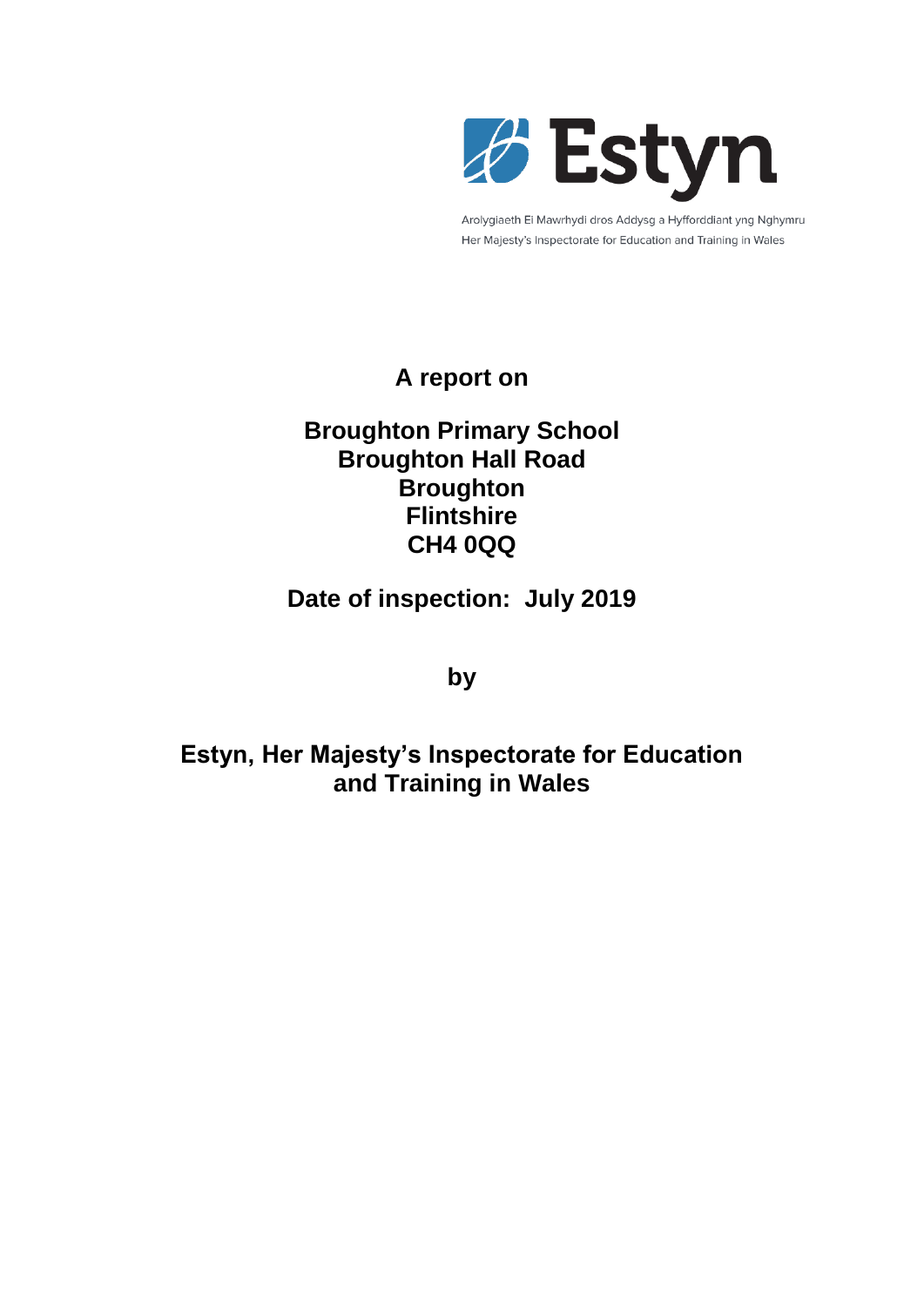Estyn

Arolygiaeth Ei Mawrhydi dros Addysg a Hyfforddiant yng Nghymru
Her Majesty's Inspectorate for Education and Training in Wales

**A report on**

**Broughton Primary School**
**Broughton Hall Road**
**Broughton**
**Flintshire**
**CH4 0QQ**

**Date of inspection: July 2019**

**by**

**Estyn, Her Majesty's Inspectorate for Education and Training in Wales**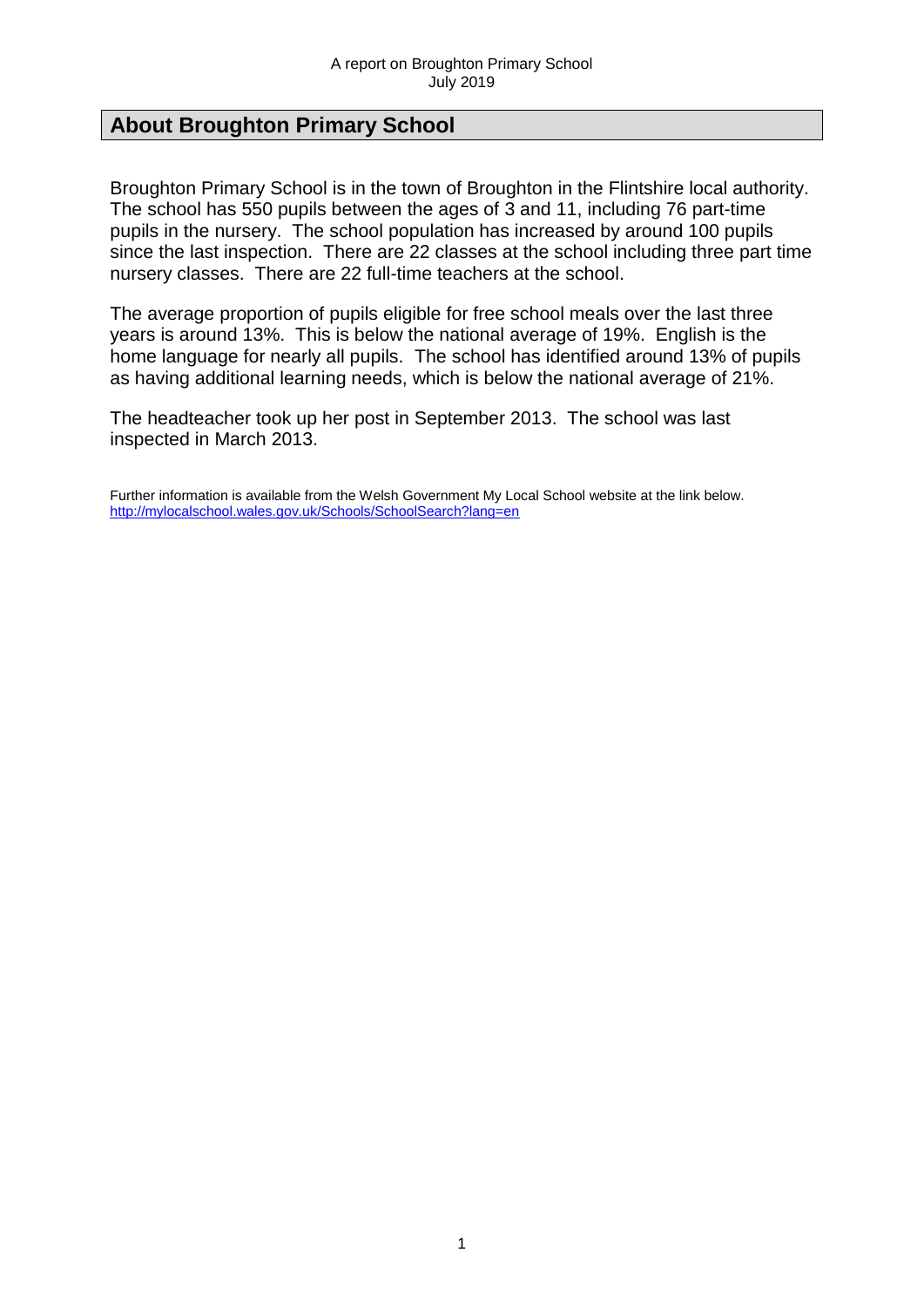## About Broughton Primary School

Broughton Primary School is in the town of Broughton in the Flintshire local authority. The school has 550 pupils between the ages of 3 and 11, including 76 part-time pupils in the nursery. The school population has increased by around 100 pupils since the last inspection. There are 22 classes at the school including three part time nursery classes. There are 22 full-time teachers at the school.

The average proportion of pupils eligible for free school meals over the last three years is around 13%. This is below the national average of 19%. English is the home language for nearly all pupils. The school has identified around 13% of pupils as having additional learning needs, which is below the national average of 21%.

The headteacher took up her post in September 2013. The school was last inspected in March 2013.

Further information is available from the Welsh Government My Local School website at the link below.
http://mylocalschool.wales.gov.uk/Schools/SchoolSearch?lang=en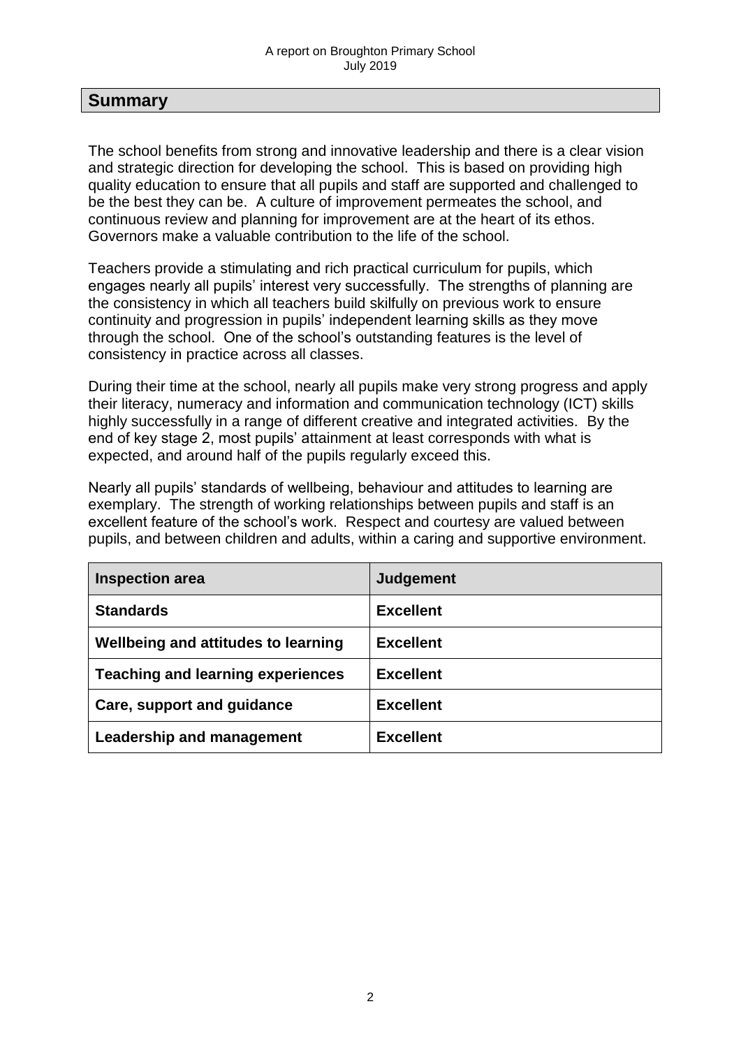## Summary

The school benefits from strong and innovative leadership and there is a clear vision and strategic direction for developing the school. This is based on providing high quality education to ensure that all pupils and staff are supported and challenged to be the best they can be. A culture of improvement permeates the school, and continuous review and planning for improvement are at the heart of its ethos. Governors make a valuable contribution to the life of the school.

Teachers provide a stimulating and rich practical curriculum for pupils, which engages nearly all pupils' interest very successfully. The strengths of planning are the consistency in which all teachers build skilfully on previous work to ensure continuity and progression in pupils' independent learning skills as they move through the school. One of the school's outstanding features is the level of consistency in practice across all classes.

During their time at the school, nearly all pupils make very strong progress and apply their literacy, numeracy and information and communication technology (ICT) skills highly successfully in a range of different creative and integrated activities. By the end of key stage 2, most pupils' attainment at least corresponds with what is expected, and around half of the pupils regularly exceed this.

Nearly all pupils' standards of wellbeing, behaviour and attitudes to learning are exemplary. The strength of working relationships between pupils and staff is an excellent feature of the school's work. Respect and courtesy are valued between pupils, and between children and adults, within a caring and supportive environment.

| Inspection area | Judgement |
| --- | --- |
| **Standards** | **Excellent** |
| **Wellbeing and attitudes to learning** | **Excellent** |
| **Teaching and learning experiences** | **Excellent** |
| **Care, support and guidance** | **Excellent** |
| **Leadership and management** | **Excellent** |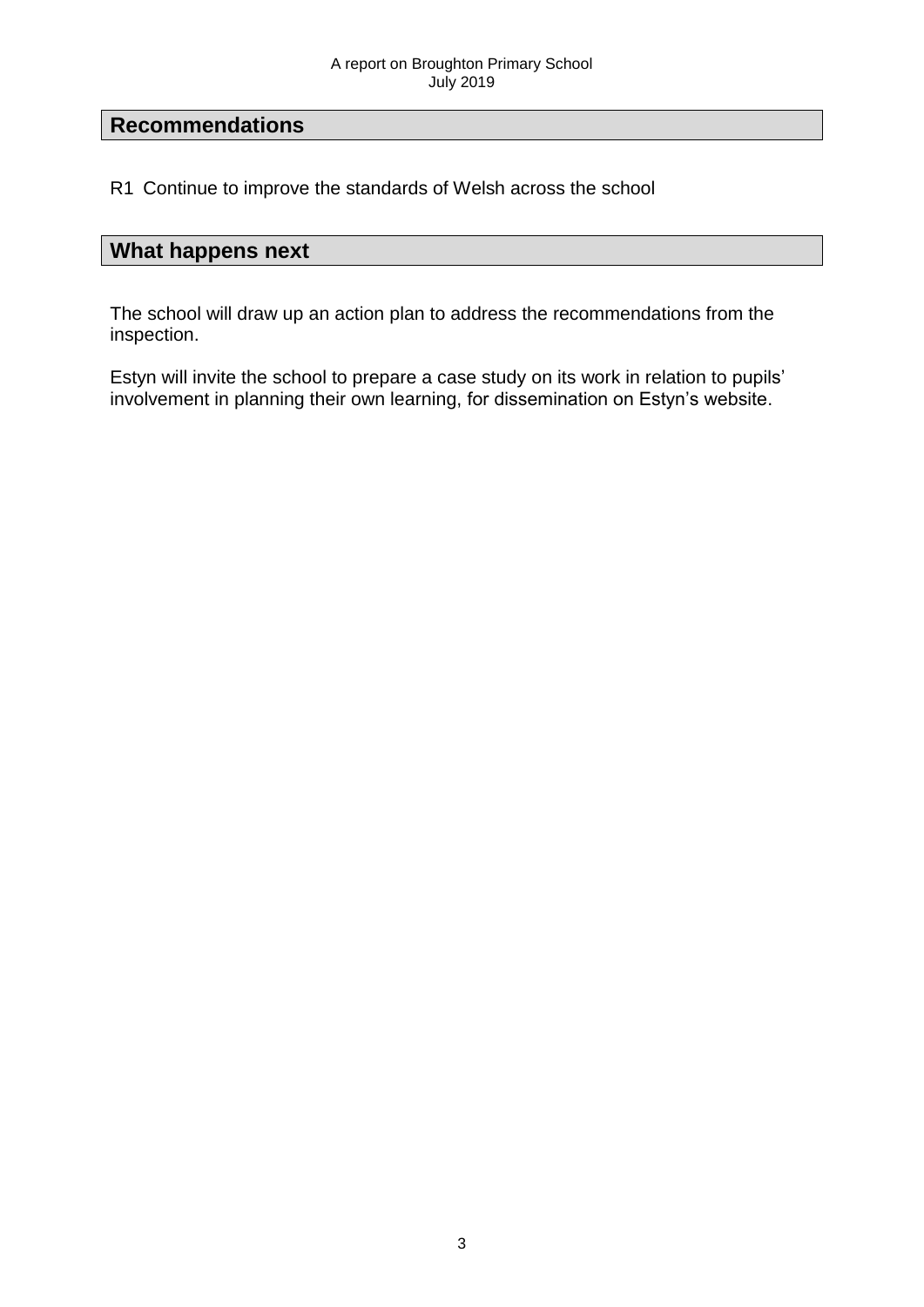## Recommendations

R1 Continue to improve the standards of Welsh across the school

## What happens next

The school will draw up an action plan to address the recommendations from the inspection.

Estyn will invite the school to prepare a case study on its work in relation to pupils' involvement in planning their own learning, for dissemination on Estyn's website.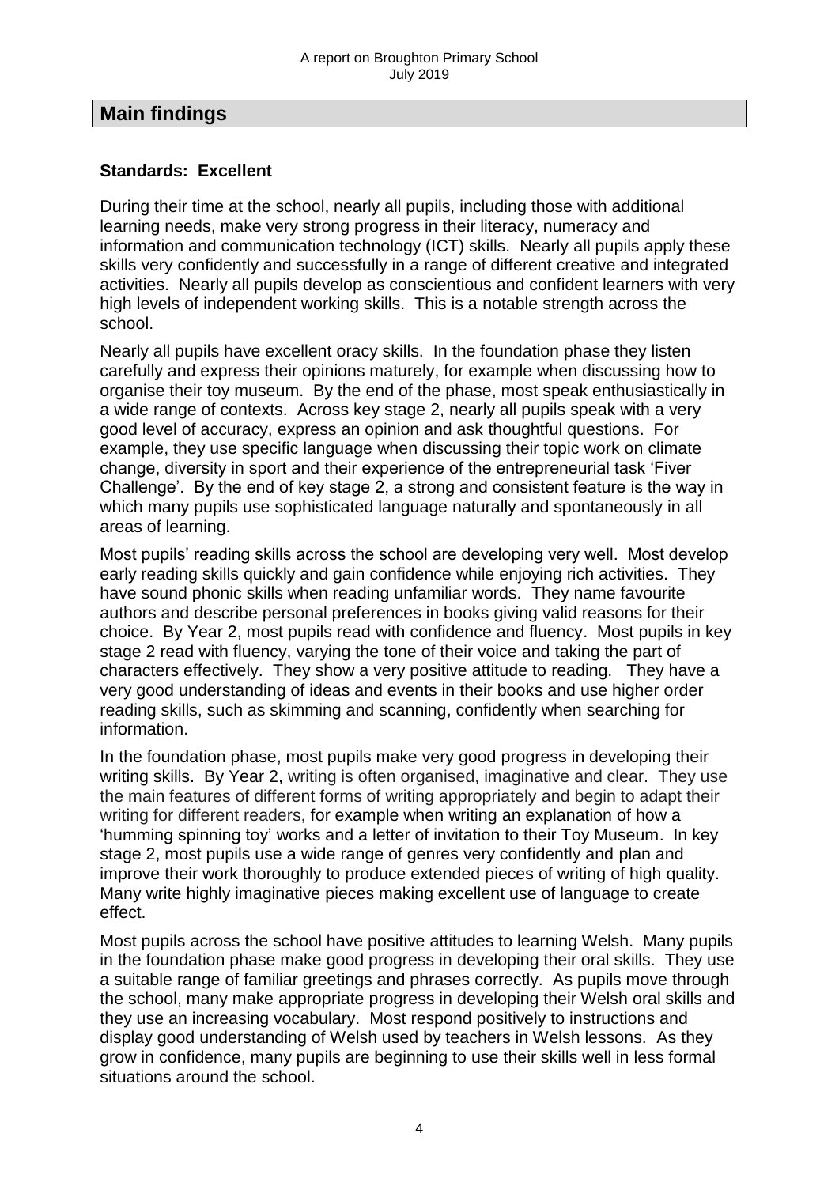## Main findings

### Standards: Excellent

During their time at the school, nearly all pupils, including those with additional learning needs, make very strong progress in their literacy, numeracy and information and communication technology (ICT) skills. Nearly all pupils apply these skills very confidently and successfully in a range of different creative and integrated activities. Nearly all pupils develop as conscientious and confident learners with very high levels of independent working skills. This is a notable strength across the school.

Nearly all pupils have excellent oracy skills. In the foundation phase they listen carefully and express their opinions maturely, for example when discussing how to organise their toy museum. By the end of the phase, most speak enthusiastically in a wide range of contexts. Across key stage 2, nearly all pupils speak with a very good level of accuracy, express an opinion and ask thoughtful questions. For example, they use specific language when discussing their topic work on climate change, diversity in sport and their experience of the entrepreneurial task 'Fiver Challenge'. By the end of key stage 2, a strong and consistent feature is the way in which many pupils use sophisticated language naturally and spontaneously in all areas of learning.

Most pupils' reading skills across the school are developing very well. Most develop early reading skills quickly and gain confidence while enjoying rich activities. They have sound phonic skills when reading unfamiliar words. They name favourite authors and describe personal preferences in books giving valid reasons for their choice. By Year 2, most pupils read with confidence and fluency. Most pupils in key stage 2 read with fluency, varying the tone of their voice and taking the part of characters effectively. They show a very positive attitude to reading. They have a very good understanding of ideas and events in their books and use higher order reading skills, such as skimming and scanning, confidently when searching for information.

In the foundation phase, most pupils make very good progress in developing their writing skills. By Year 2, writing is often organised, imaginative and clear. They use the main features of different forms of writing appropriately and begin to adapt their writing for different readers, for example when writing an explanation of how a 'humming spinning toy' works and a letter of invitation to their Toy Museum. In key stage 2, most pupils use a wide range of genres very confidently and plan and improve their work thoroughly to produce extended pieces of writing of high quality. Many write highly imaginative pieces making excellent use of language to create effect.

Most pupils across the school have positive attitudes to learning Welsh. Many pupils in the foundation phase make good progress in developing their oral skills. They use a suitable range of familiar greetings and phrases correctly. As pupils move through the school, many make appropriate progress in developing their Welsh oral skills and they use an increasing vocabulary. Most respond positively to instructions and display good understanding of Welsh used by teachers in Welsh lessons. As they grow in confidence, many pupils are beginning to use their skills well in less formal situations around the school.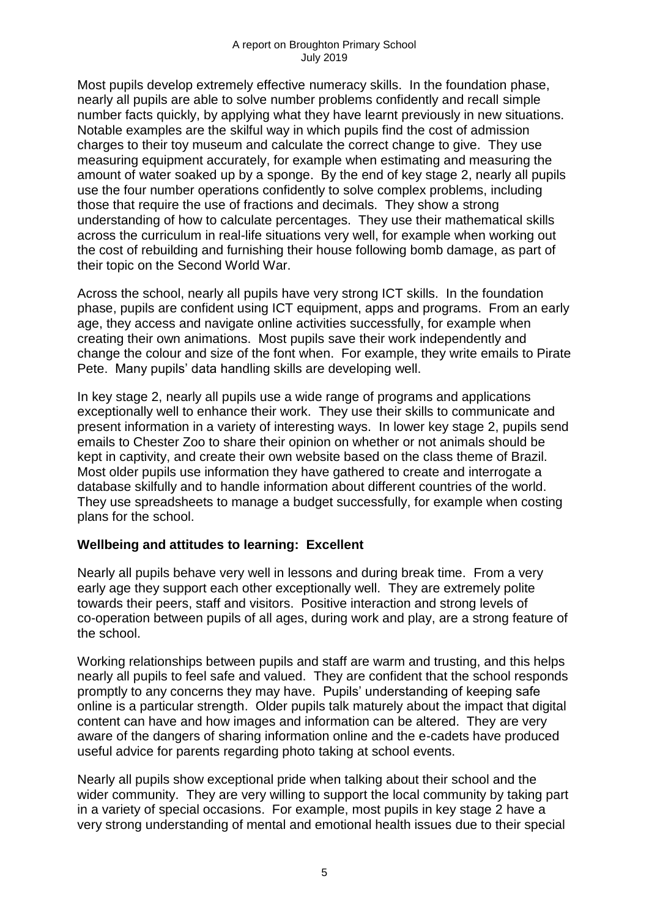Most pupils develop extremely effective numeracy skills. In the foundation phase, nearly all pupils are able to solve number problems confidently and recall simple number facts quickly, by applying what they have learnt previously in new situations. Notable examples are the skilful way in which pupils find the cost of admission charges to their toy museum and calculate the correct change to give. They use measuring equipment accurately, for example when estimating and measuring the amount of water soaked up by a sponge. By the end of key stage 2, nearly all pupils use the four number operations confidently to solve complex problems, including those that require the use of fractions and decimals. They show a strong understanding of how to calculate percentages. They use their mathematical skills across the curriculum in real-life situations very well, for example when working out the cost of rebuilding and furnishing their house following bomb damage, as part of their topic on the Second World War.

Across the school, nearly all pupils have very strong ICT skills. In the foundation phase, pupils are confident using ICT equipment, apps and programs. From an early age, they access and navigate online activities successfully, for example when creating their own animations. Most pupils save their work independently and change the colour and size of the font when. For example, they write emails to Pirate Pete. Many pupils' data handling skills are developing well.

In key stage 2, nearly all pupils use a wide range of programs and applications exceptionally well to enhance their work. They use their skills to communicate and present information in a variety of interesting ways. In lower key stage 2, pupils send emails to Chester Zoo to share their opinion on whether or not animals should be kept in captivity, and create their own website based on the class theme of Brazil. Most older pupils use information they have gathered to create and interrogate a database skilfully and to handle information about different countries of the world. They use spreadsheets to manage a budget successfully, for example when costing plans for the school.

**Wellbeing and attitudes to learning: Excellent**

Nearly all pupils behave very well in lessons and during break time. From a very early age they support each other exceptionally well. They are extremely polite towards their peers, staff and visitors. Positive interaction and strong levels of co-operation between pupils of all ages, during work and play, are a strong feature of the school.

Working relationships between pupils and staff are warm and trusting, and this helps nearly all pupils to feel safe and valued. They are confident that the school responds promptly to any concerns they may have. Pupils' understanding of keeping safe online is a particular strength. Older pupils talk maturely about the impact that digital content can have and how images and information can be altered. They are very aware of the dangers of sharing information online and the e-cadets have produced useful advice for parents regarding photo taking at school events.

Nearly all pupils show exceptional pride when talking about their school and the wider community. They are very willing to support the local community by taking part in a variety of special occasions. For example, most pupils in key stage 2 have a very strong understanding of mental and emotional health issues due to their special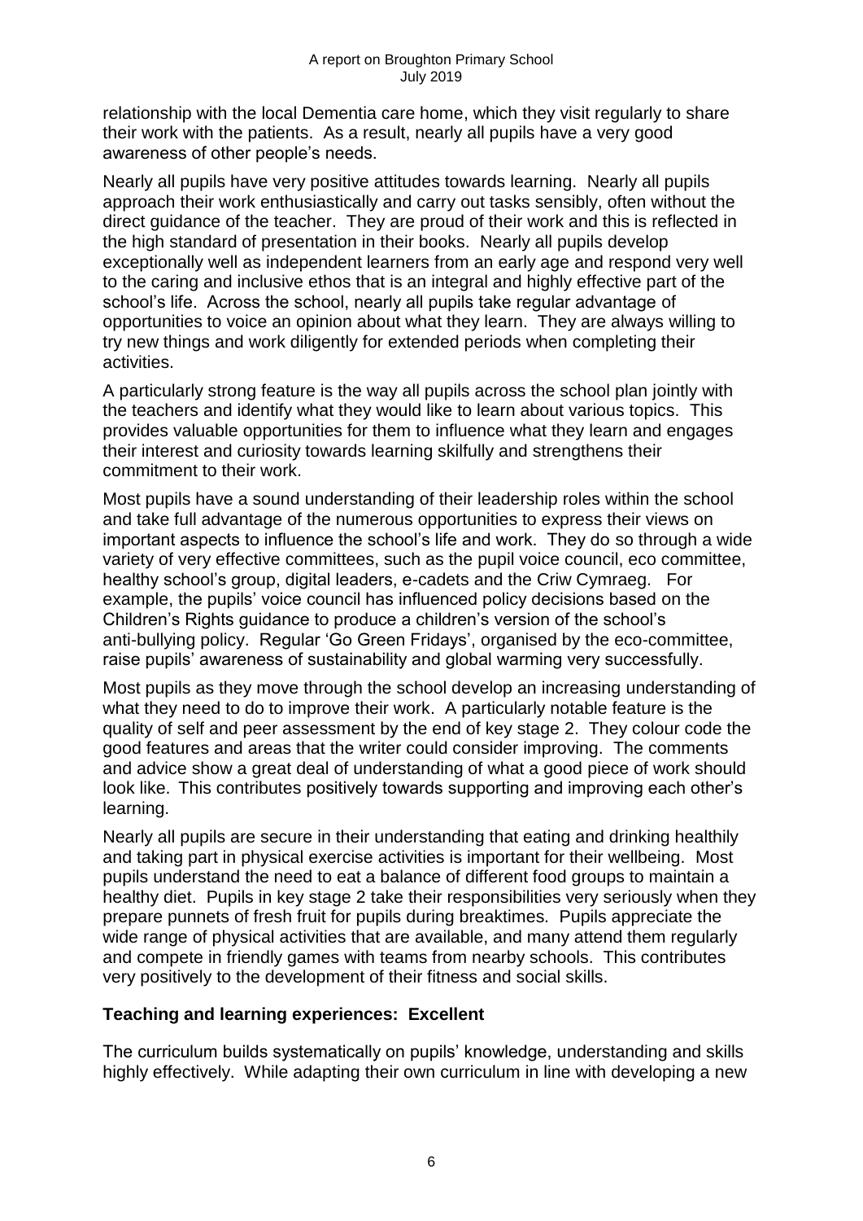relationship with the local Dementia care home, which they visit regularly to share their work with the patients. As a result, nearly all pupils have a very good awareness of other people's needs.

Nearly all pupils have very positive attitudes towards learning. Nearly all pupils approach their work enthusiastically and carry out tasks sensibly, often without the direct guidance of the teacher. They are proud of their work and this is reflected in the high standard of presentation in their books. Nearly all pupils develop exceptionally well as independent learners from an early age and respond very well to the caring and inclusive ethos that is an integral and highly effective part of the school's life. Across the school, nearly all pupils take regular advantage of opportunities to voice an opinion about what they learn. They are always willing to try new things and work diligently for extended periods when completing their activities.

A particularly strong feature is the way all pupils across the school plan jointly with the teachers and identify what they would like to learn about various topics. This provides valuable opportunities for them to influence what they learn and engages their interest and curiosity towards learning skilfully and strengthens their commitment to their work.

Most pupils have a sound understanding of their leadership roles within the school and take full advantage of the numerous opportunities to express their views on important aspects to influence the school's life and work. They do so through a wide variety of very effective committees, such as the pupil voice council, eco committee, healthy school's group, digital leaders, e-cadets and the Criw Cymraeg. For example, the pupils' voice council has influenced policy decisions based on the Children's Rights guidance to produce a children's version of the school's anti-bullying policy. Regular 'Go Green Fridays', organised by the eco-committee, raise pupils' awareness of sustainability and global warming very successfully.

Most pupils as they move through the school develop an increasing understanding of what they need to do to improve their work. A particularly notable feature is the quality of self and peer assessment by the end of key stage 2. They colour code the good features and areas that the writer could consider improving. The comments and advice show a great deal of understanding of what a good piece of work should look like. This contributes positively towards supporting and improving each other's learning.

Nearly all pupils are secure in their understanding that eating and drinking healthily and taking part in physical exercise activities is important for their wellbeing. Most pupils understand the need to eat a balance of different food groups to maintain a healthy diet. Pupils in key stage 2 take their responsibilities very seriously when they prepare punnets of fresh fruit for pupils during breaktimes. Pupils appreciate the wide range of physical activities that are available, and many attend them regularly and compete in friendly games with teams from nearby schools. This contributes very positively to the development of their fitness and social skills.

## Teaching and learning experiences: Excellent

The curriculum builds systematically on pupils' knowledge, understanding and skills highly effectively. While adapting their own curriculum in line with developing a new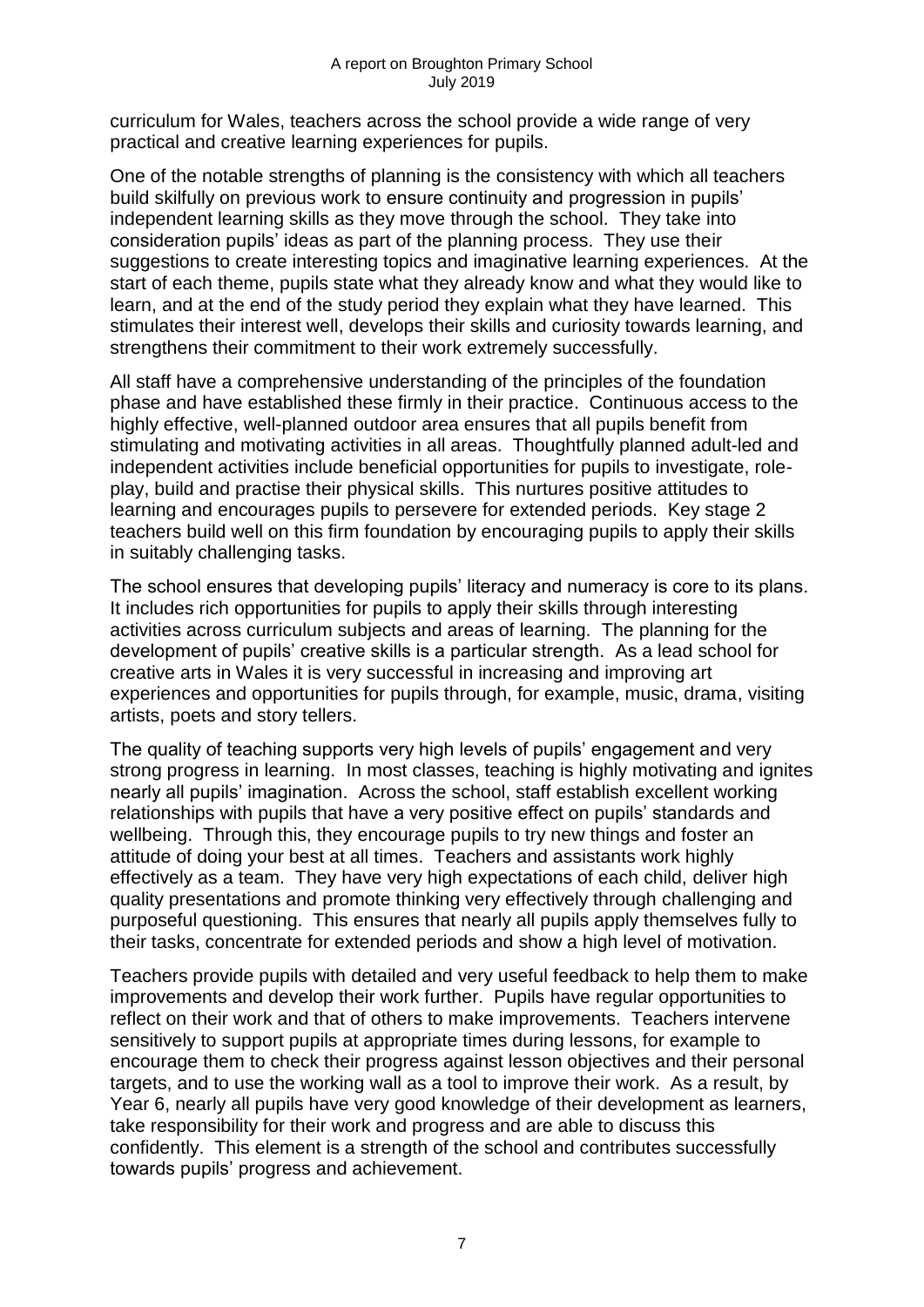curriculum for Wales, teachers across the school provide a wide range of very practical and creative learning experiences for pupils.

One of the notable strengths of planning is the consistency with which all teachers build skilfully on previous work to ensure continuity and progression in pupils' independent learning skills as they move through the school. They take into consideration pupils' ideas as part of the planning process. They use their suggestions to create interesting topics and imaginative learning experiences. At the start of each theme, pupils state what they already know and what they would like to learn, and at the end of the study period they explain what they have learned. This stimulates their interest well, develops their skills and curiosity towards learning, and strengthens their commitment to their work extremely successfully.

All staff have a comprehensive understanding of the principles of the foundation phase and have established these firmly in their practice. Continuous access to the highly effective, well-planned outdoor area ensures that all pupils benefit from stimulating and motivating activities in all areas. Thoughtfully planned adult-led and independent activities include beneficial opportunities for pupils to investigate, role-play, build and practise their physical skills. This nurtures positive attitudes to learning and encourages pupils to persevere for extended periods. Key stage 2 teachers build well on this firm foundation by encouraging pupils to apply their skills in suitably challenging tasks.

The school ensures that developing pupils' literacy and numeracy is core to its plans. It includes rich opportunities for pupils to apply their skills through interesting activities across curriculum subjects and areas of learning. The planning for the development of pupils' creative skills is a particular strength. As a lead school for creative arts in Wales it is very successful in increasing and improving art experiences and opportunities for pupils through, for example, music, drama, visiting artists, poets and story tellers.

The quality of teaching supports very high levels of pupils' engagement and very strong progress in learning. In most classes, teaching is highly motivating and ignites nearly all pupils' imagination. Across the school, staff establish excellent working relationships with pupils that have a very positive effect on pupils' standards and wellbeing. Through this, they encourage pupils to try new things and foster an attitude of doing your best at all times. Teachers and assistants work highly effectively as a team. They have very high expectations of each child, deliver high quality presentations and promote thinking very effectively through challenging and purposeful questioning. This ensures that nearly all pupils apply themselves fully to their tasks, concentrate for extended periods and show a high level of motivation.

Teachers provide pupils with detailed and very useful feedback to help them to make improvements and develop their work further. Pupils have regular opportunities to reflect on their work and that of others to make improvements. Teachers intervene sensitively to support pupils at appropriate times during lessons, for example to encourage them to check their progress against lesson objectives and their personal targets, and to use the working wall as a tool to improve their work. As a result, by Year 6, nearly all pupils have very good knowledge of their development as learners, take responsibility for their work and progress and are able to discuss this confidently. This element is a strength of the school and contributes successfully towards pupils' progress and achievement.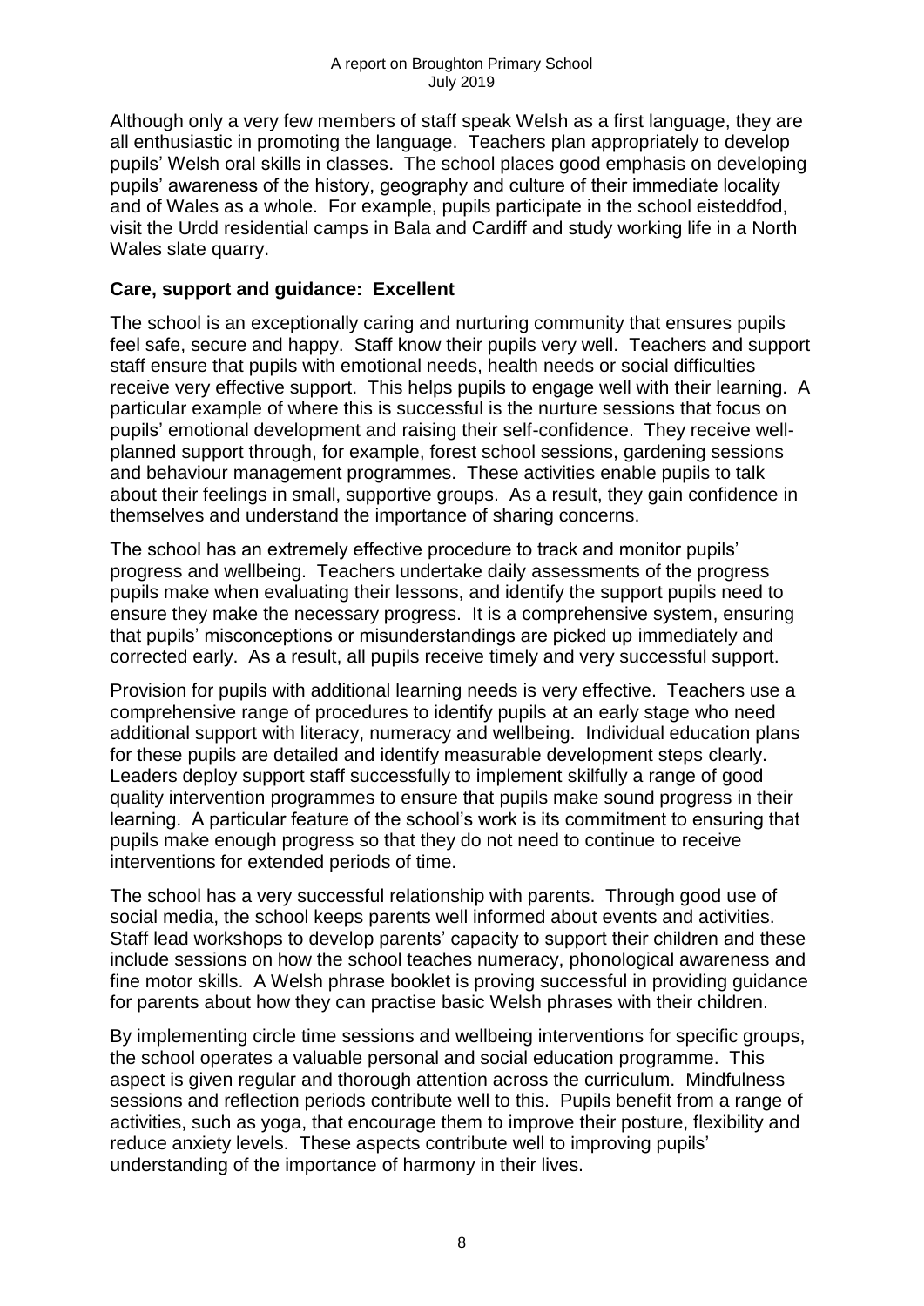Although only a very few members of staff speak Welsh as a first language, they are all enthusiastic in promoting the language. Teachers plan appropriately to develop pupils' Welsh oral skills in classes. The school places good emphasis on developing pupils' awareness of the history, geography and culture of their immediate locality and of Wales as a whole. For example, pupils participate in the school eisteddfod, visit the Urdd residential camps in Bala and Cardiff and study working life in a North Wales slate quarry.

## Care, support and guidance: Excellent

The school is an exceptionally caring and nurturing community that ensures pupils feel safe, secure and happy. Staff know their pupils very well. Teachers and support staff ensure that pupils with emotional needs, health needs or social difficulties receive very effective support. This helps pupils to engage well with their learning. A particular example of where this is successful is the nurture sessions that focus on pupils' emotional development and raising their self-confidence. They receive well-planned support through, for example, forest school sessions, gardening sessions and behaviour management programmes. These activities enable pupils to talk about their feelings in small, supportive groups. As a result, they gain confidence in themselves and understand the importance of sharing concerns.

The school has an extremely effective procedure to track and monitor pupils' progress and wellbeing. Teachers undertake daily assessments of the progress pupils make when evaluating their lessons, and identify the support pupils need to ensure they make the necessary progress. It is a comprehensive system, ensuring that pupils' misconceptions or misunderstandings are picked up immediately and corrected early. As a result, all pupils receive timely and very successful support.

Provision for pupils with additional learning needs is very effective. Teachers use a comprehensive range of procedures to identify pupils at an early stage who need additional support with literacy, numeracy and wellbeing. Individual education plans for these pupils are detailed and identify measurable development steps clearly. Leaders deploy support staff successfully to implement skilfully a range of good quality intervention programmes to ensure that pupils make sound progress in their learning. A particular feature of the school's work is its commitment to ensuring that pupils make enough progress so that they do not need to continue to receive interventions for extended periods of time.

The school has a very successful relationship with parents. Through good use of social media, the school keeps parents well informed about events and activities. Staff lead workshops to develop parents' capacity to support their children and these include sessions on how the school teaches numeracy, phonological awareness and fine motor skills. A Welsh phrase booklet is proving successful in providing guidance for parents about how they can practise basic Welsh phrases with their children.

By implementing circle time sessions and wellbeing interventions for specific groups, the school operates a valuable personal and social education programme. This aspect is given regular and thorough attention across the curriculum. Mindfulness sessions and reflection periods contribute well to this. Pupils benefit from a range of activities, such as yoga, that encourage them to improve their posture, flexibility and reduce anxiety levels. These aspects contribute well to improving pupils' understanding of the importance of harmony in their lives.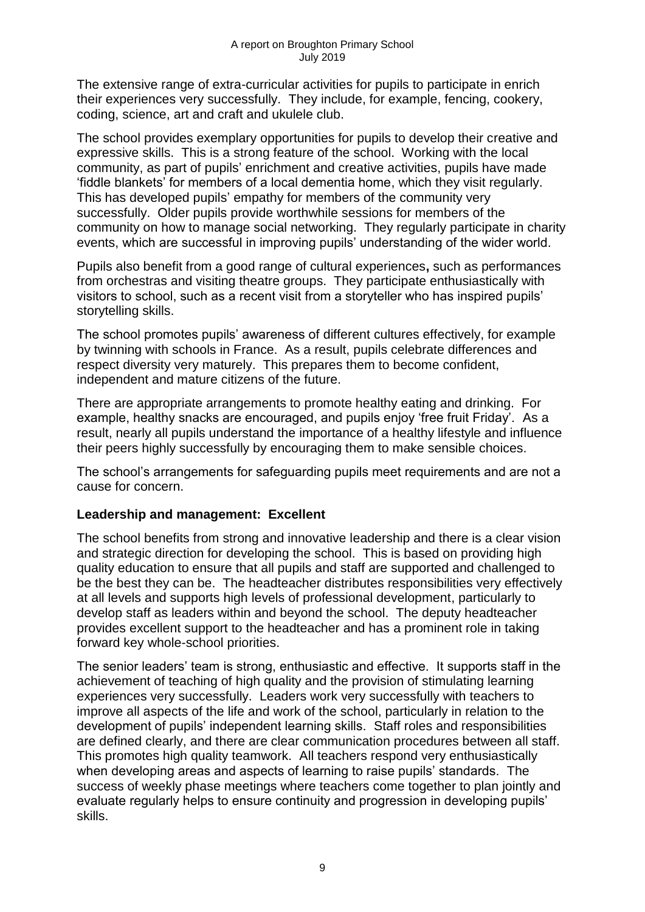The extensive range of extra-curricular activities for pupils to participate in enrich their experiences very successfully. They include, for example, fencing, cookery, coding, science, art and craft and ukulele club.

The school provides exemplary opportunities for pupils to develop their creative and expressive skills. This is a strong feature of the school. Working with the local community, as part of pupils' enrichment and creative activities, pupils have made 'fiddle blankets' for members of a local dementia home, which they visit regularly. This has developed pupils' empathy for members of the community very successfully. Older pupils provide worthwhile sessions for members of the community on how to manage social networking. They regularly participate in charity events, which are successful in improving pupils' understanding of the wider world.

Pupils also benefit from a good range of cultural experiences**,** such as performances from orchestras and visiting theatre groups. They participate enthusiastically with visitors to school, such as a recent visit from a storyteller who has inspired pupils' storytelling skills.

The school promotes pupils' awareness of different cultures effectively, for example by twinning with schools in France. As a result, pupils celebrate differences and respect diversity very maturely. This prepares them to become confident, independent and mature citizens of the future.

There are appropriate arrangements to promote healthy eating and drinking. For example, healthy snacks are encouraged, and pupils enjoy 'free fruit Friday'. As a result, nearly all pupils understand the importance of a healthy lifestyle and influence their peers highly successfully by encouraging them to make sensible choices.

The school's arrangements for safeguarding pupils meet requirements and are not a cause for concern.

## Leadership and management: Excellent

The school benefits from strong and innovative leadership and there is a clear vision and strategic direction for developing the school. This is based on providing high quality education to ensure that all pupils and staff are supported and challenged to be the best they can be. The headteacher distributes responsibilities very effectively at all levels and supports high levels of professional development, particularly to develop staff as leaders within and beyond the school. The deputy headteacher provides excellent support to the headteacher and has a prominent role in taking forward key whole-school priorities.

The senior leaders' team is strong, enthusiastic and effective. It supports staff in the achievement of teaching of high quality and the provision of stimulating learning experiences very successfully. Leaders work very successfully with teachers to improve all aspects of the life and work of the school, particularly in relation to the development of pupils' independent learning skills. Staff roles and responsibilities are defined clearly, and there are clear communication procedures between all staff. This promotes high quality teamwork. All teachers respond very enthusiastically when developing areas and aspects of learning to raise pupils' standards. The success of weekly phase meetings where teachers come together to plan jointly and evaluate regularly helps to ensure continuity and progression in developing pupils' skills.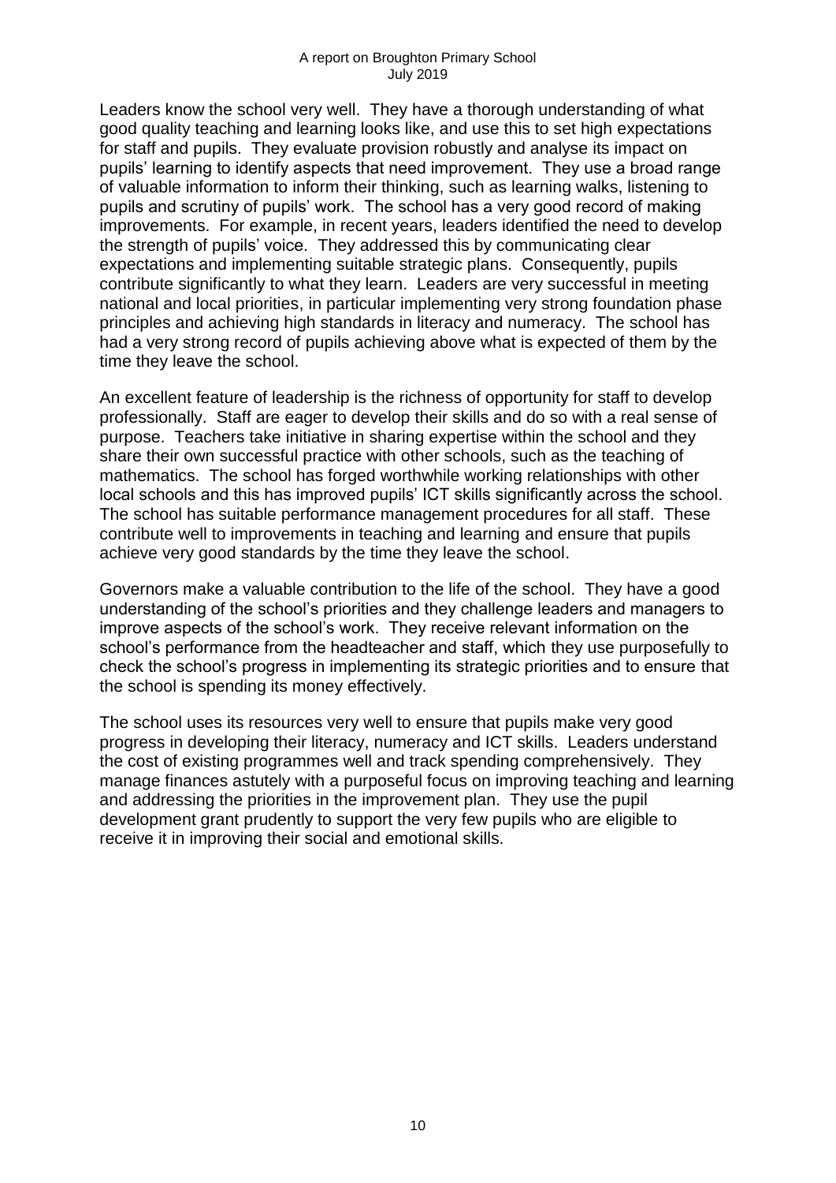Leaders know the school very well. They have a thorough understanding of what good quality teaching and learning looks like, and use this to set high expectations for staff and pupils. They evaluate provision robustly and analyse its impact on pupils' learning to identify aspects that need improvement. They use a broad range of valuable information to inform their thinking, such as learning walks, listening to pupils and scrutiny of pupils' work. The school has a very good record of making improvements. For example, in recent years, leaders identified the need to develop the strength of pupils' voice. They addressed this by communicating clear expectations and implementing suitable strategic plans. Consequently, pupils contribute significantly to what they learn. Leaders are very successful in meeting national and local priorities, in particular implementing very strong foundation phase principles and achieving high standards in literacy and numeracy. The school has had a very strong record of pupils achieving above what is expected of them by the time they leave the school.

An excellent feature of leadership is the richness of opportunity for staff to develop professionally. Staff are eager to develop their skills and do so with a real sense of purpose. Teachers take initiative in sharing expertise within the school and they share their own successful practice with other schools, such as the teaching of mathematics. The school has forged worthwhile working relationships with other local schools and this has improved pupils' ICT skills significantly across the school. The school has suitable performance management procedures for all staff. These contribute well to improvements in teaching and learning and ensure that pupils achieve very good standards by the time they leave the school.

Governors make a valuable contribution to the life of the school. They have a good understanding of the school's priorities and they challenge leaders and managers to improve aspects of the school's work. They receive relevant information on the school's performance from the headteacher and staff, which they use purposefully to check the school's progress in implementing its strategic priorities and to ensure that the school is spending its money effectively.

The school uses its resources very well to ensure that pupils make very good progress in developing their literacy, numeracy and ICT skills. Leaders understand the cost of existing programmes well and track spending comprehensively. They manage finances astutely with a purposeful focus on improving teaching and learning and addressing the priorities in the improvement plan. They use the pupil development grant prudently to support the very few pupils who are eligible to receive it in improving their social and emotional skills.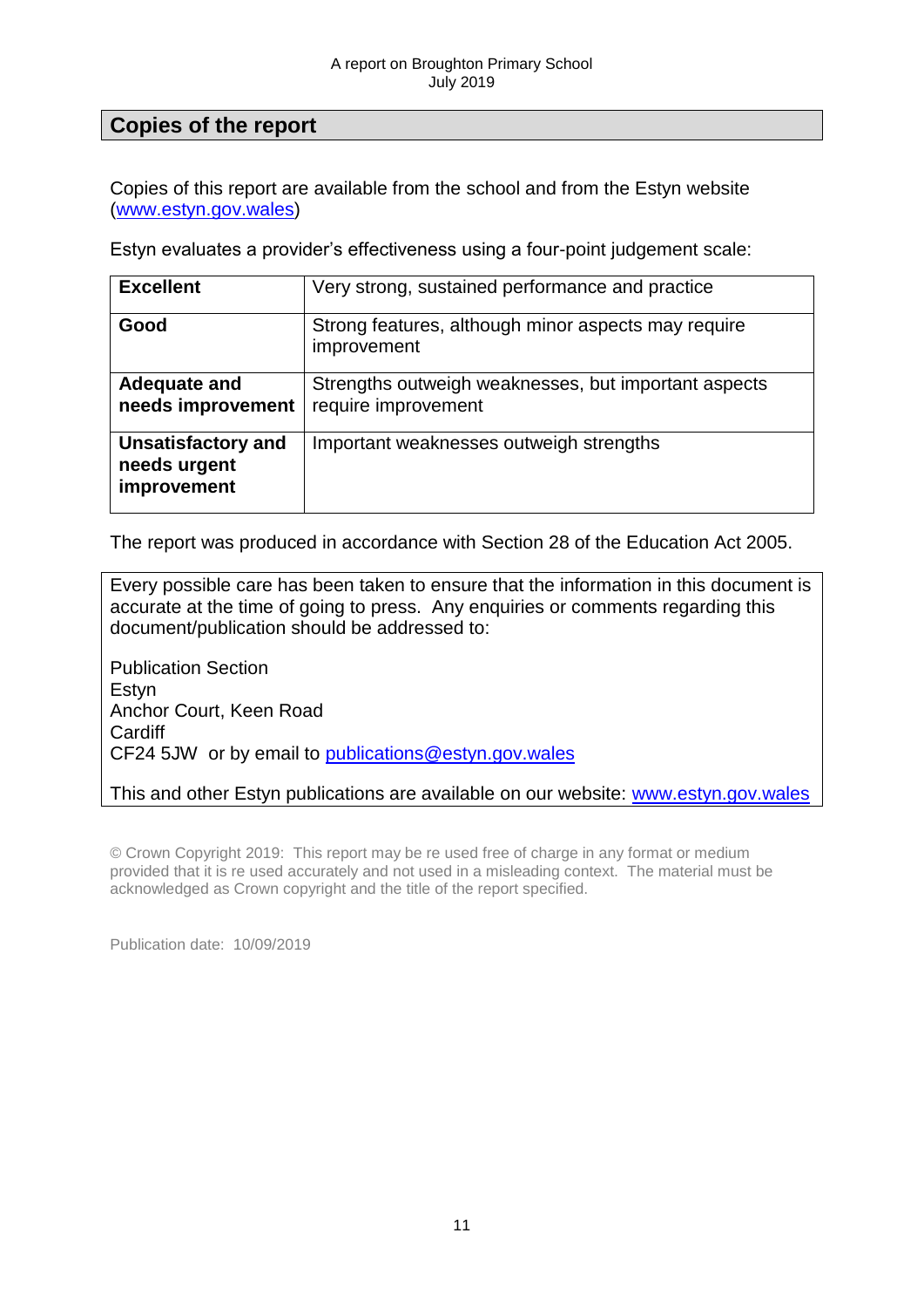## Copies of the report

Copies of this report are available from the school and from the Estyn website (www.estyn.gov.wales)

Estyn evaluates a provider's effectiveness using a four-point judgement scale:

| | |
|---|---|
| **Excellent** | Very strong, sustained performance and practice |
| **Good** | Strong features, although minor aspects may require improvement |
| **Adequate and needs improvement** | Strengths outweigh weaknesses, but important aspects require improvement |
| **Unsatisfactory and needs urgent improvement** | Important weaknesses outweigh strengths |

The report was produced in accordance with Section 28 of the Education Act 2005.

Every possible care has been taken to ensure that the information in this document is accurate at the time of going to press. Any enquiries or comments regarding this document/publication should be addressed to:

Publication Section
Estyn
Anchor Court, Keen Road
Cardiff
CF24 5JW or by email to publications@estyn.gov.wales

This and other Estyn publications are available on our website: www.estyn.gov.wales

© Crown Copyright 2019: This report may be re used free of charge in any format or medium provided that it is re used accurately and not used in a misleading context. The material must be acknowledged as Crown copyright and the title of the report specified.

Publication date: 10/09/2019